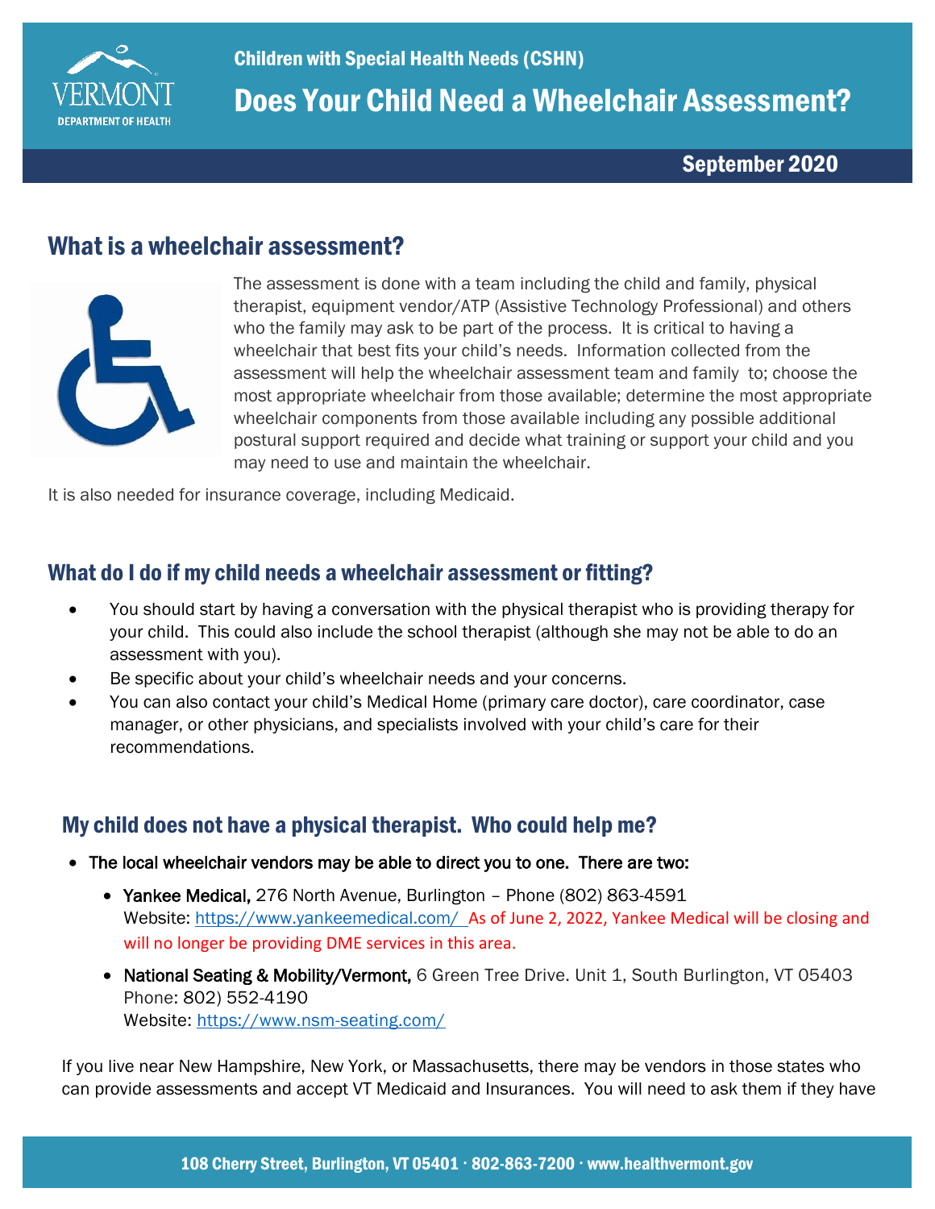Children with Special Health Needs (CSHN)

# Does Your Child Need a Wheelchair Assessment?

September 2020

## What is a wheelchair assessment?

The assessment is done with a team including the child and family, physical therapist, equipment vendor/ATP (Assistive Technology Professional) and others who the family may ask to be part of the process. It is critical to having a wheelchair that best fits your child's needs. Information collected from the assessment will help the wheelchair assessment team and family to; choose the most appropriate wheelchair from those available; determine the most appropriate wheelchair components from those available including any possible additional postural support required and decide what training or support your child and you may need to use and maintain the wheelchair.

It is also needed for insurance coverage, including Medicaid.

## What do I do if my child needs a wheelchair assessment or fitting?

- You should start by having a conversation with the physical therapist who is providing therapy for your child. This could also include the school therapist (although she may not be able to do an assessment with you).
- Be specific about your child's wheelchair needs and your concerns.
- You can also contact your child's Medical Home (primary care doctor), care coordinator, case manager, or other physicians, and specialists involved with your child's care for their recommendations.

## My child does not have a physical therapist. Who could help me?

- The local wheelchair vendors may be able to direct you to one. There are two:
  - **Yankee Medical,** 276 North Avenue, Burlington – Phone (802) 863-4591
    Website: https://www.yankeemedical.com/ As of June 2, 2022, Yankee Medical will be closing and will no longer be providing DME services in this area.
  - **National Seating & Mobility/Vermont,** 6 Green Tree Drive. Unit 1, South Burlington, VT 05403
    Phone: 802) 552-4190
    Website: https://www.nsm-seating.com/

If you live near New Hampshire, New York, or Massachusetts, there may be vendors in those states who can provide assessments and accept VT Medicaid and Insurances. You will need to ask them if they have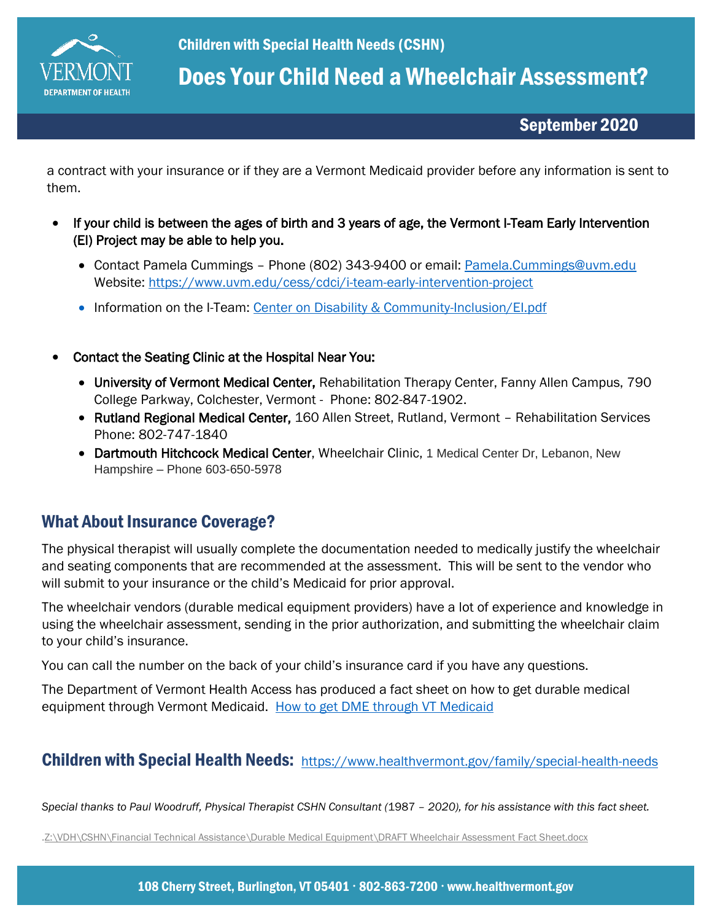a contract with your insurance or if they are a Vermont Medicaid provider before any information is sent to them.

- **If your child is between the ages of birth and 3 years of age, the Vermont I-Team Early Intervention (EI) Project may be able to help you.**
  - Contact Pamela Cummings – Phone (802) 343-9400 or email: Pamela.Cummings@uvm.edu Website: https://www.uvm.edu/cess/cdci/i-team-early-intervention-project
  - Information on the I-Team: Center on Disability & Community-Inclusion/EI.pdf

- **Contact the Seating Clinic at the Hospital Near You:**
  - **University of Vermont Medical Center,** Rehabilitation Therapy Center, Fanny Allen Campus, 790 College Parkway, Colchester, Vermont - Phone: 802-847-1902.
  - **Rutland Regional Medical Center,** 160 Allen Street, Rutland, Vermont – Rehabilitation Services Phone: 802-747-1840
  - **Dartmouth Hitchcock Medical Center**, Wheelchair Clinic, 1 Medical Center Dr, Lebanon, New Hampshire – Phone 603-650-5978

## What About Insurance Coverage?

The physical therapist will usually complete the documentation needed to medically justify the wheelchair and seating components that are recommended at the assessment. This will be sent to the vendor who will submit to your insurance or the child's Medicaid for prior approval.

The wheelchair vendors (durable medical equipment providers) have a lot of experience and knowledge in using the wheelchair assessment, sending in the prior authorization, and submitting the wheelchair claim to your child's insurance.

You can call the number on the back of your child's insurance card if you have any questions.

The Department of Vermont Health Access has produced a fact sheet on how to get durable medical equipment through Vermont Medicaid. How to get DME through VT Medicaid

## Children with Special Health Needs: https://www.healthvermont.gov/family/special-health-needs

*Special thanks to Paul Woodruff, Physical Therapist CSHN Consultant (1987 – 2020), for his assistance with this fact sheet.*

.Z:\VDH\CSHN\Financial Technical Assistance\Durable Medical Equipment\DRAFT Wheelchair Assessment Fact Sheet.docx